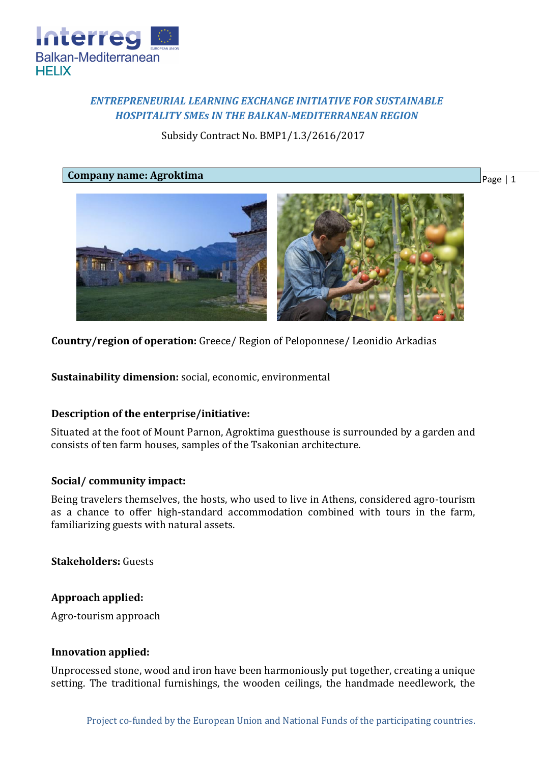*ENTREPRENEURIAL LEARNING EXCHANGE INITIATIVE FOR SUSTAINABLE HOSPITALITY SMEs IN THE BALKAN-MEDITERRANEAN REGION*

Subsidy Contract No. BMP1/1.3/2616/2017

**Company name: Agroktima**

**Country/region of operation:** Greece/ Region of Peloponnese/ Leonidio Arkadias

**Sustainability dimension:** social, economic, environmental

**Description of the enterprise/initiative:**

Situated at the foot of Mount Parnon, Agroktima guesthouse is surrounded by a garden and consists of ten farm houses, samples of the Tsakonian architecture.

**Social/ community impact:**

Being travelers themselves, the hosts, who used to live in Athens, considered agro-tourism as a chance to offer high-standard accommodation combined with tours in the farm, familiarizing guests with natural assets.

**Stakeholders:** Guests

**Approach applied:**

Agro-tourism approach

**Innovation applied:**

Unprocessed stone, wood and iron have been harmoniously put together, creating a unique setting. The traditional furnishings, the wooden ceilings, the handmade needlework, the

Project co-funded by the European Union and National Funds of the participating countries.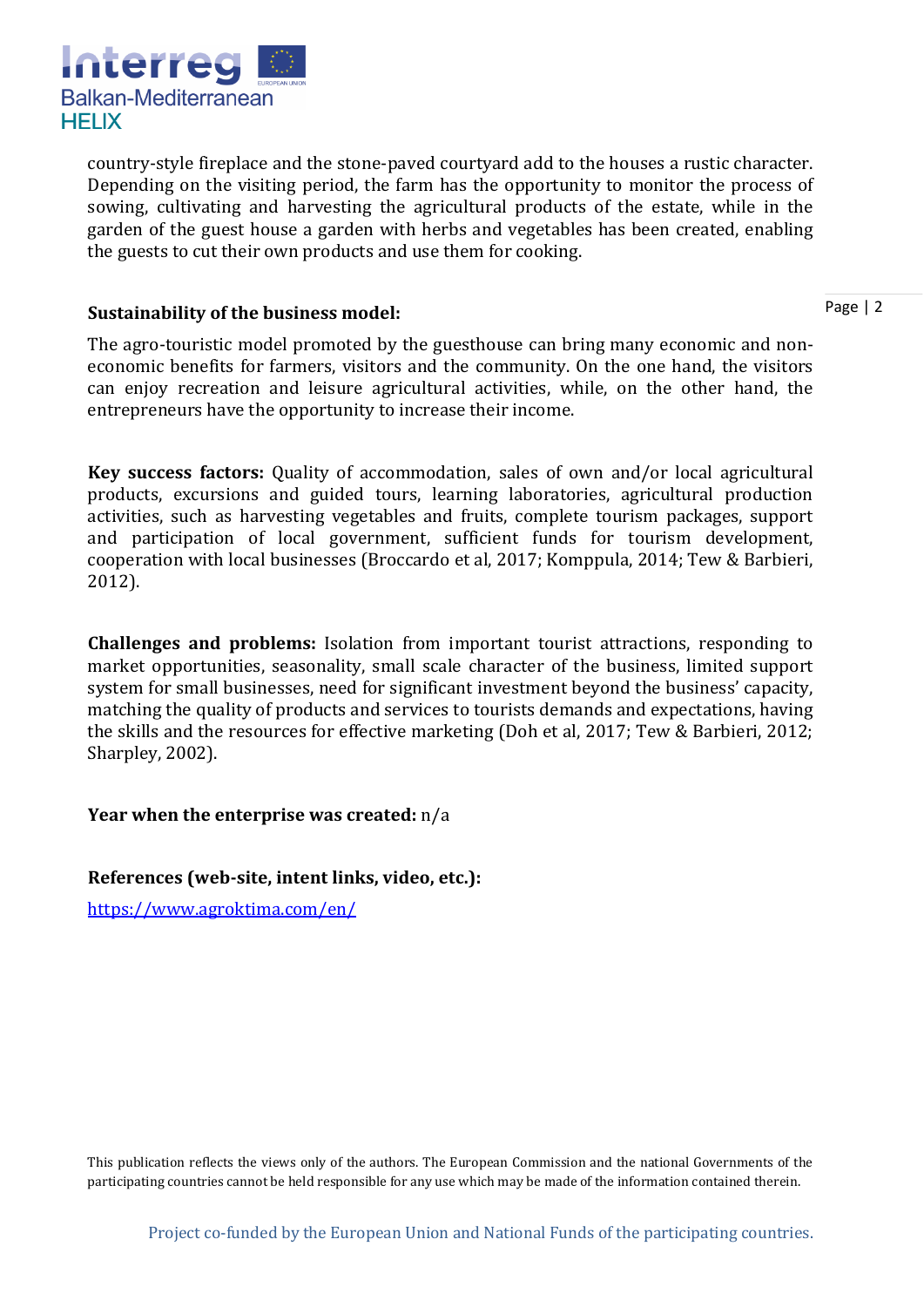country-style fireplace and the stone-paved courtyard add to the houses a rustic character. Depending on the visiting period, the farm has the opportunity to monitor the process of sowing, cultivating and harvesting the agricultural products of the estate, while in the garden of the guest house a garden with herbs and vegetables has been created, enabling the guests to cut their own products and use them for cooking.

**Sustainability of the business model:**

The agro-touristic model promoted by the guesthouse can bring many economic and non-economic benefits for farmers, visitors and the community. On the one hand, the visitors can enjoy recreation and leisure agricultural activities, while, on the other hand, the entrepreneurs have the opportunity to increase their income.

**Key success factors:** Quality of accommodation, sales of own and/or local agricultural products, excursions and guided tours, learning laboratories, agricultural production activities, such as harvesting vegetables and fruits, complete tourism packages, support and participation of local government, sufficient funds for tourism development, cooperation with local businesses (Broccardo et al, 2017; Komppula, 2014; Tew & Barbieri, 2012).

**Challenges and problems:** Isolation from important tourist attractions, responding to market opportunities, seasonality, small scale character of the business, limited support system for small businesses, need for significant investment beyond the business' capacity, matching the quality of products and services to tourists demands and expectations, having the skills and the resources for effective marketing (Doh et al, 2017; Tew & Barbieri, 2012; Sharpley, 2002).

**Year when the enterprise was created:** n/a

**References (web-site, intent links, video, etc.):**

https://www.agroktima.com/en/

This publication reflects the views only of the authors. The European Commission and the national Governments of the participating countries cannot be held responsible for any use which may be made of the information contained therein.

Project co-funded by the European Union and National Funds of the participating countries.